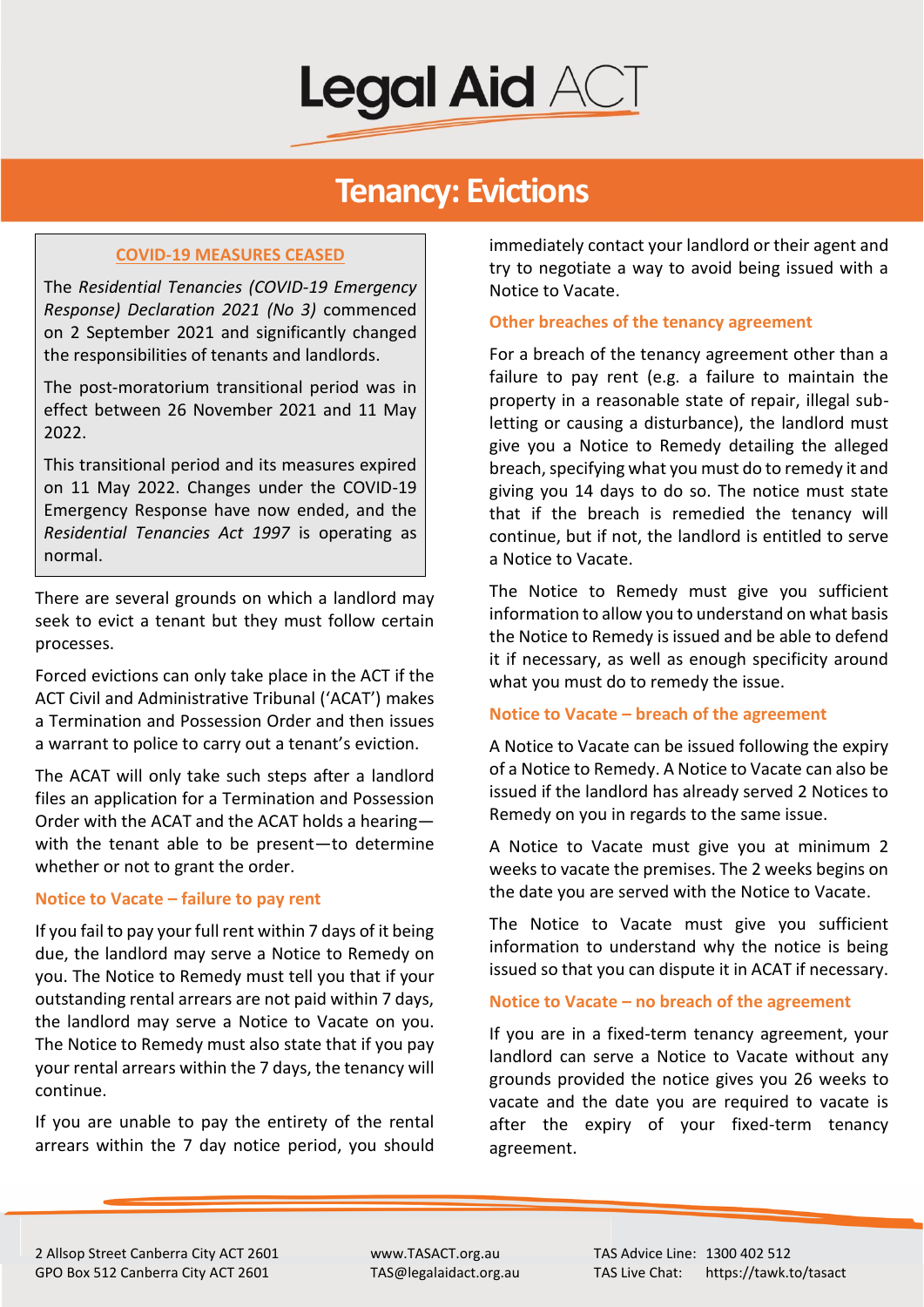# Legal Aid ACT

# Tenancy: Evictions

> **COVID-19 MEASURES CEASED**
>
> The *Residential Tenancies (COVID-19 Emergency Response) Declaration 2021 (No 3)* commenced on 2 September 2021 and significantly changed the responsibilities of tenants and landlords.
>
> The post-moratorium transitional period was in effect between 26 November 2021 and 11 May 2022.
>
> This transitional period and its measures expired on 11 May 2022. Changes under the COVID-19 Emergency Response have now ended, and the *Residential Tenancies Act 1997* is operating as normal.

There are several grounds on which a landlord may seek to evict a tenant but they must follow certain processes.

Forced evictions can only take place in the ACT if the ACT Civil and Administrative Tribunal ('ACAT') makes a Termination and Possession Order and then issues a warrant to police to carry out a tenant's eviction.

The ACAT will only take such steps after a landlord files an application for a Termination and Possession Order with the ACAT and the ACAT holds a hearing—with the tenant able to be present—to determine whether or not to grant the order.

## Notice to Vacate – failure to pay rent

If you fail to pay your full rent within 7 days of it being due, the landlord may serve a Notice to Remedy on you. The Notice to Remedy must tell you that if your outstanding rental arrears are not paid within 7 days, the landlord may serve a Notice to Vacate on you. The Notice to Remedy must also state that if you pay your rental arrears within the 7 days, the tenancy will continue.

If you are unable to pay the entirety of the rental arrears within the 7 day notice period, you should immediately contact your landlord or their agent and try to negotiate a way to avoid being issued with a Notice to Vacate.

## Other breaches of the tenancy agreement

For a breach of the tenancy agreement other than a failure to pay rent (e.g. a failure to maintain the property in a reasonable state of repair, illegal sub-letting or causing a disturbance), the landlord must give you a Notice to Remedy detailing the alleged breach, specifying what you must do to remedy it and giving you 14 days to do so. The notice must state that if the breach is remedied the tenancy will continue, but if not, the landlord is entitled to serve a Notice to Vacate.

The Notice to Remedy must give you sufficient information to allow you to understand on what basis the Notice to Remedy is issued and be able to defend it if necessary, as well as enough specificity around what you must do to remedy the issue.

## Notice to Vacate – breach of the agreement

A Notice to Vacate can be issued following the expiry of a Notice to Remedy. A Notice to Vacate can also be issued if the landlord has already served 2 Notices to Remedy on you in regards to the same issue.

A Notice to Vacate must give you at minimum 2 weeks to vacate the premises. The 2 weeks begins on the date you are served with the Notice to Vacate.

The Notice to Vacate must give you sufficient information to understand why the notice is being issued so that you can dispute it in ACAT if necessary.

## Notice to Vacate – no breach of the agreement

If you are in a fixed-term tenancy agreement, your landlord can serve a Notice to Vacate without any grounds provided the notice gives you 26 weeks to vacate and the date you are required to vacate is after the expiry of your fixed-term tenancy agreement.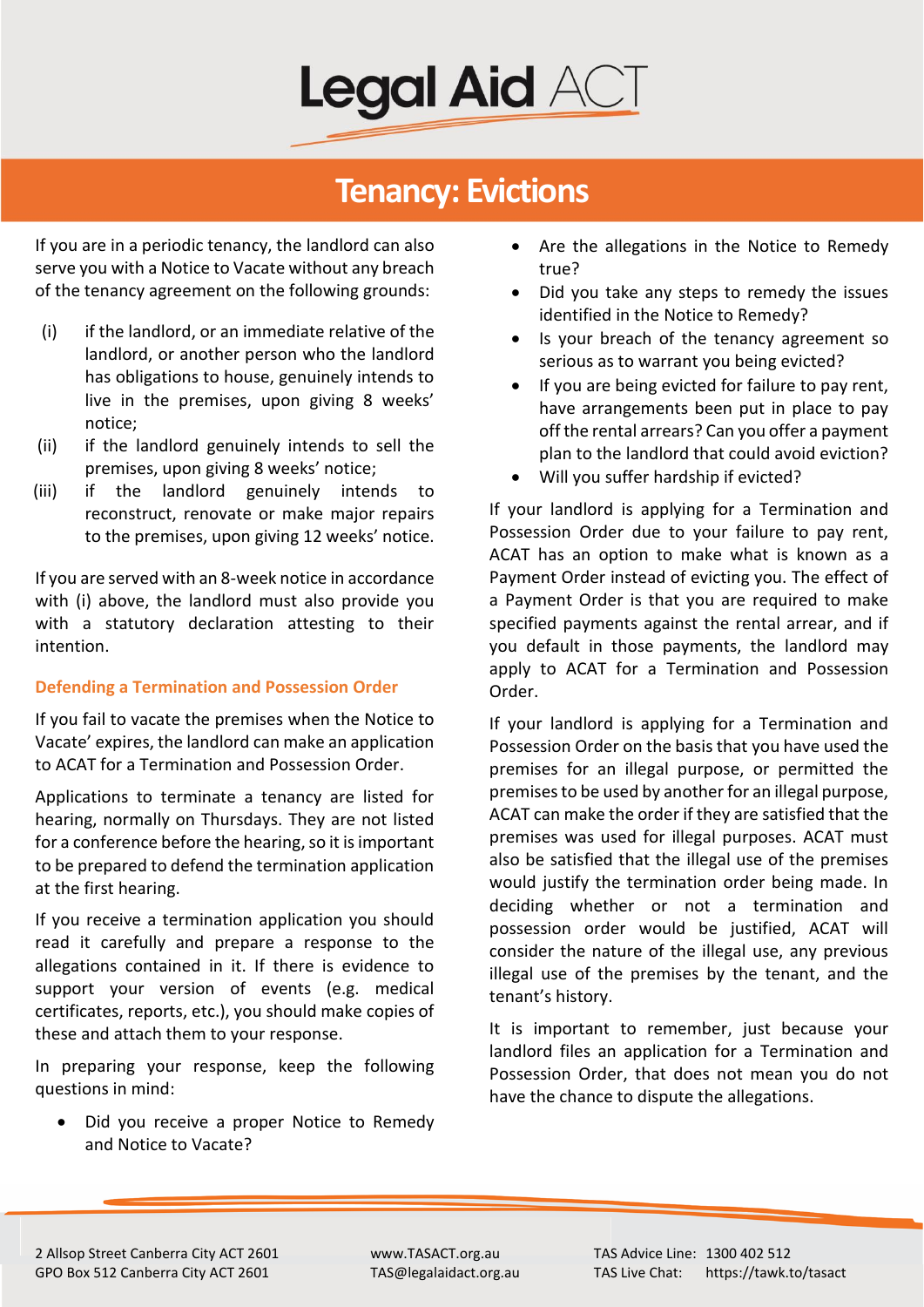# Tenancy: Evictions

If you are in a periodic tenancy, the landlord can also serve you with a Notice to Vacate without any breach of the tenancy agreement on the following grounds:

(i) if the landlord, or an immediate relative of the landlord, or another person who the landlord has obligations to house, genuinely intends to live in the premises, upon giving 8 weeks' notice;

(ii) if the landlord genuinely intends to sell the premises, upon giving 8 weeks' notice;

(iii) if the landlord genuinely intends to reconstruct, renovate or make major repairs to the premises, upon giving 12 weeks' notice.

If you are served with an 8-week notice in accordance with (i) above, the landlord must also provide you with a statutory declaration attesting to their intention.

## Defending a Termination and Possession Order

If you fail to vacate the premises when the Notice to Vacate' expires, the landlord can make an application to ACAT for a Termination and Possession Order.

Applications to terminate a tenancy are listed for hearing, normally on Thursdays. They are not listed for a conference before the hearing, so it is important to be prepared to defend the termination application at the first hearing.

If you receive a termination application you should read it carefully and prepare a response to the allegations contained in it. If there is evidence to support your version of events (e.g. medical certificates, reports, etc.), you should make copies of these and attach them to your response.

In preparing your response, keep the following questions in mind:

- Did you receive a proper Notice to Remedy and Notice to Vacate?
- Are the allegations in the Notice to Remedy true?
- Did you take any steps to remedy the issues identified in the Notice to Remedy?
- Is your breach of the tenancy agreement so serious as to warrant you being evicted?
- If you are being evicted for failure to pay rent, have arrangements been put in place to pay off the rental arrears? Can you offer a payment plan to the landlord that could avoid eviction?
- Will you suffer hardship if evicted?

If your landlord is applying for a Termination and Possession Order due to your failure to pay rent, ACAT has an option to make what is known as a Payment Order instead of evicting you. The effect of a Payment Order is that you are required to make specified payments against the rental arrear, and if you default in those payments, the landlord may apply to ACAT for a Termination and Possession Order.

If your landlord is applying for a Termination and Possession Order on the basis that you have used the premises for an illegal purpose, or permitted the premises to be used by another for an illegal purpose, ACAT can make the order if they are satisfied that the premises was used for illegal purposes. ACAT must also be satisfied that the illegal use of the premises would justify the termination order being made. In deciding whether or not a termination and possession order would be justified, ACAT will consider the nature of the illegal use, any previous illegal use of the premises by the tenant, and the tenant's history.

It is important to remember, just because your landlord files an application for a Termination and Possession Order, that does not mean you do not have the chance to dispute the allegations.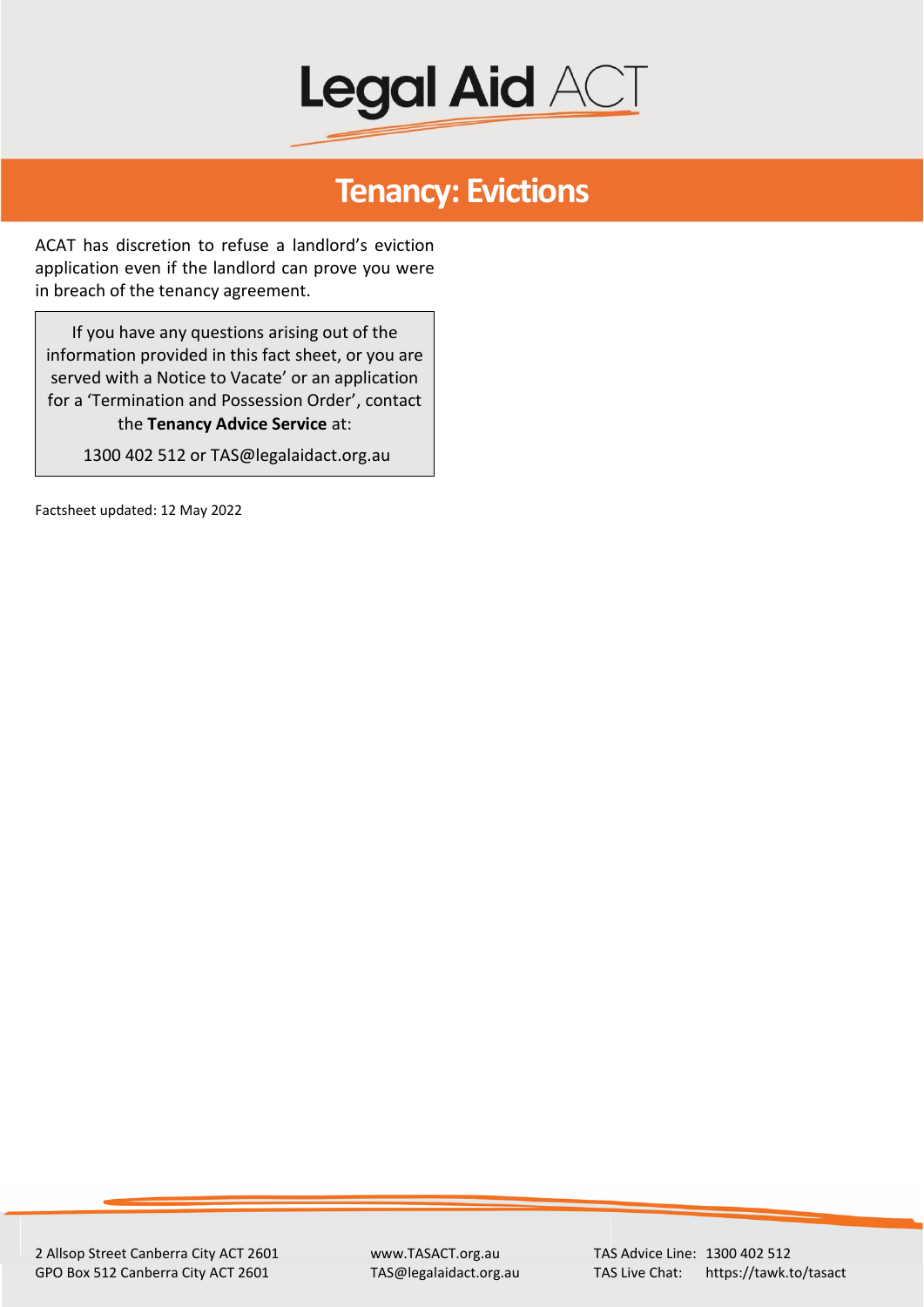# Tenancy: Evictions

ACAT has discretion to refuse a landlord's eviction application even if the landlord can prove you were in breach of the tenancy agreement.

> If you have any questions arising out of the information provided in this fact sheet, or you are served with a Notice to Vacate' or an application for a 'Termination and Possession Order', contact the **Tenancy Advice Service** at:
>
> 1300 402 512 or TAS@legalaidact.org.au

Factsheet updated: 12 May 2022